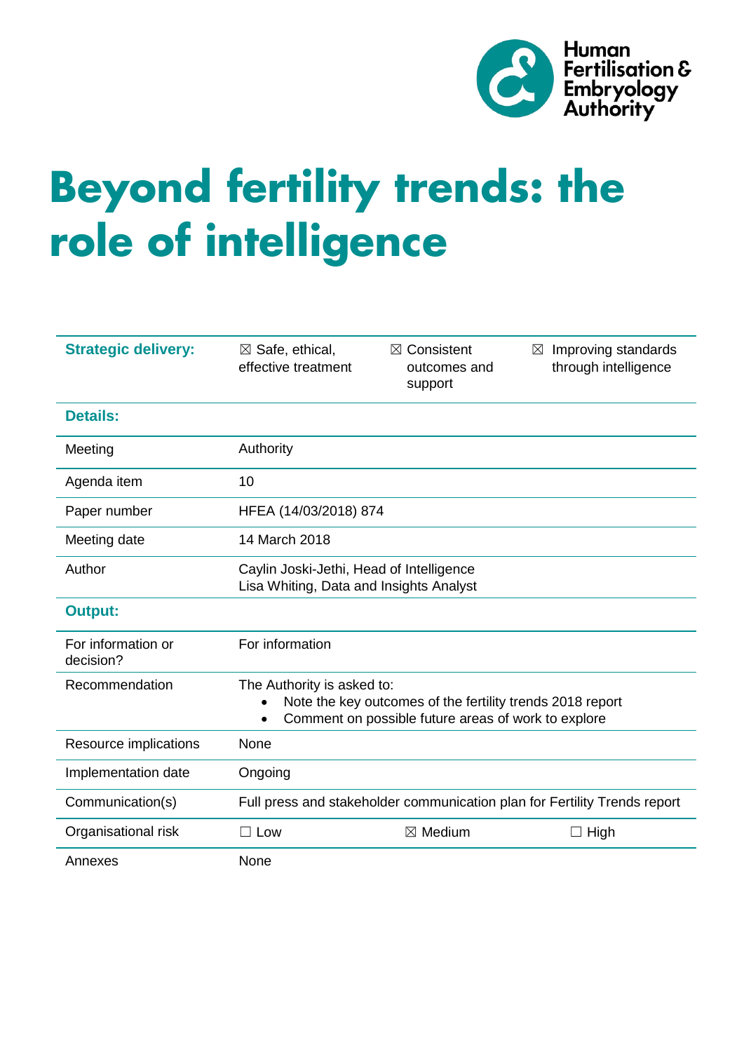Human Fertilisation & Embryology Authority

# Beyond fertility trends: the role of intelligence

| Strategic delivery: | ☒ Safe, ethical, effective treatment | ☒ Consistent outcomes and support | ☒ Improving standards through intelligence |
|---|---|---|---|
| **Details:** | | | |
| Meeting | Authority | | |
| Agenda item | 10 | | |
| Paper number | HFEA (14/03/2018) 874 | | |
| Meeting date | 14 March 2018 | | |
| Author | Caylin Joski-Jethi, Head of Intelligence<br>Lisa Whiting, Data and Insights Analyst | | |
| **Output:** | | | |
| For information or decision? | For information | | |
| Recommendation | The Authority is asked to:<br>• Note the key outcomes of the fertility trends 2018 report<br>• Comment on possible future areas of work to explore | | |
| Resource implications | None | | |
| Implementation date | Ongoing | | |
| Communication(s) | Full press and stakeholder communication plan for Fertility Trends report | | |
| Organisational risk | ☐ Low | ☒ Medium | ☐ High |
| Annexes | None | | |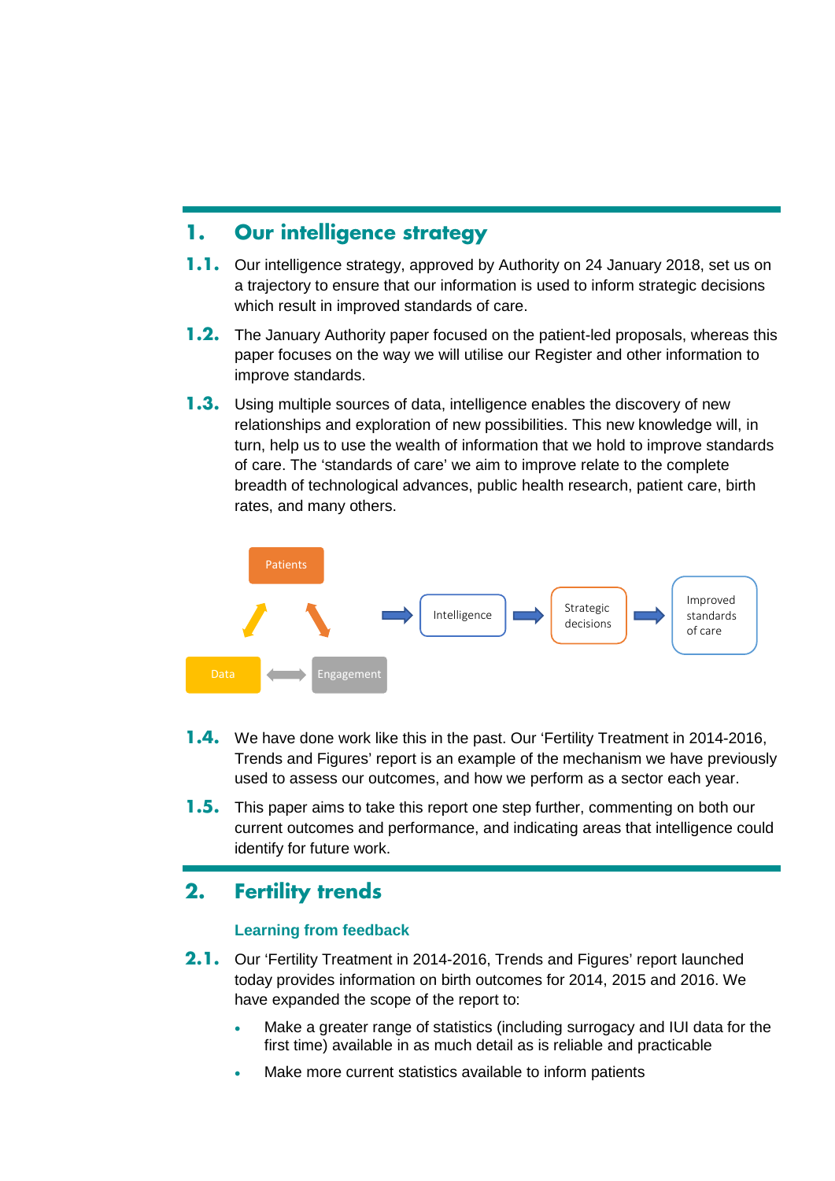## 1. Our intelligence strategy

**1.1.** Our intelligence strategy, approved by Authority on 24 January 2018, set us on a trajectory to ensure that our information is used to inform strategic decisions which result in improved standards of care.

**1.2.** The January Authority paper focused on the patient-led proposals, whereas this paper focuses on the way we will utilise our Register and other information to improve standards.

**1.3.** Using multiple sources of data, intelligence enables the discovery of new relationships and exploration of new possibilities. This new knowledge will, in turn, help us to use the wealth of information that we hold to improve standards of care. The 'standards of care' we aim to improve relate to the complete breadth of technological advances, public health research, patient care, birth rates, and many others.

Patients

Data ↔ Engagement

→ Intelligence → Strategic decisions → Improved standards of care

**1.4.** We have done work like this in the past. Our 'Fertility Treatment in 2014-2016, Trends and Figures' report is an example of the mechanism we have previously used to assess our outcomes, and how we perform as a sector each year.

**1.5.** This paper aims to take this report one step further, commenting on both our current outcomes and performance, and indicating areas that intelligence could identify for future work.

## 2. Fertility trends

### Learning from feedback

**2.1.** Our 'Fertility Treatment in 2014-2016, Trends and Figures' report launched today provides information on birth outcomes for 2014, 2015 and 2016. We have expanded the scope of the report to:

- Make a greater range of statistics (including surrogacy and IUI data for the first time) available in as much detail as is reliable and practicable
- Make more current statistics available to inform patients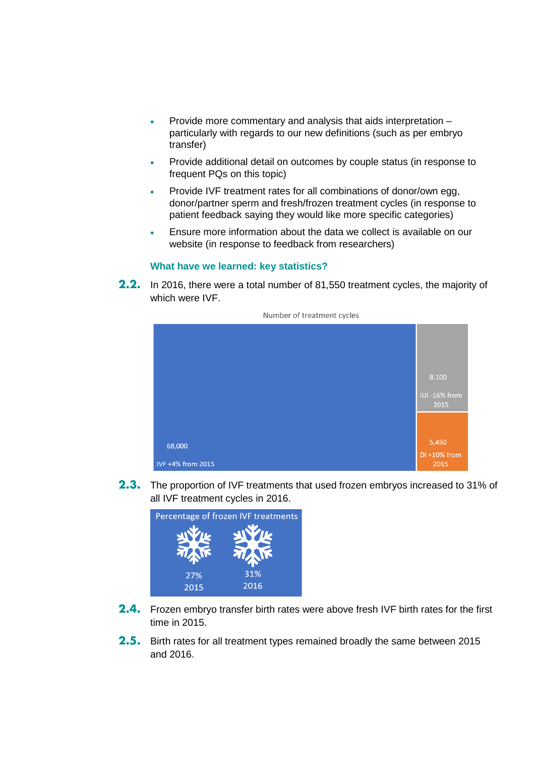- Provide more commentary and analysis that aids interpretation – particularly with regards to our new definitions (such as per embryo transfer)
- Provide additional detail on outcomes by couple status (in response to frequent PQs on this topic)
- Provide IVF treatment rates for all combinations of donor/own egg, donor/partner sperm and fresh/frozen treatment cycles (in response to patient feedback saying they would like more specific categories)
- Ensure more information about the data we collect is available on our website (in response to feedback from researchers)

### What have we learned: key statistics?

**2.2.** In 2016, there were a total number of 81,550 treatment cycles, the majority of which were IVF.

Number of treatment cycles

68,000
IVF +4% from 2015

8,100
IUI -16% from 2015

5,450
DI +10% from 2015

**2.3.** The proportion of IVF treatments that used frozen embryos increased to 31% of all IVF treatment cycles in 2016.

Percentage of frozen IVF treatments

27%
2015

31%
2016

**2.4.** Frozen embryo transfer birth rates were above fresh IVF birth rates for the first time in 2015.

**2.5.** Birth rates for all treatment types remained broadly the same between 2015 and 2016.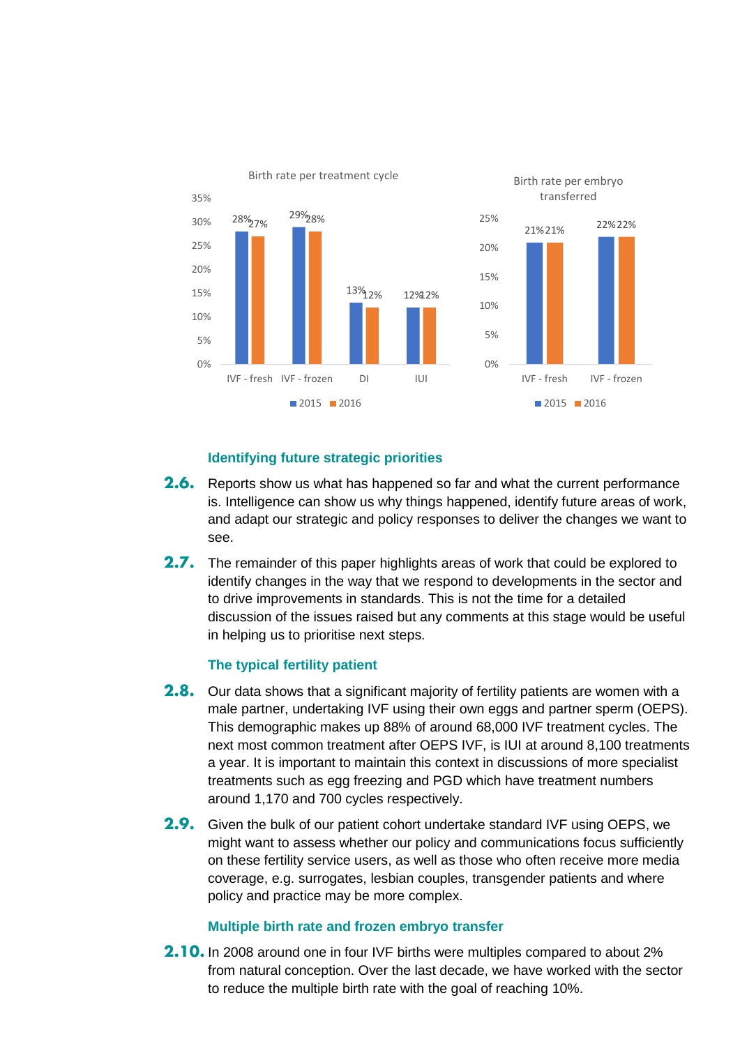Birth rate per treatment cycle

| | 2015 | 2016 |
|---|---|---|
| IVF - fresh | 28% | 27% |
| IVF - frozen | 29% | 28% |
| DI | 13% | 12% |
| IUI | 12% | 12% |

Birth rate per embryo transferred

| | 2015 | 2016 |
|---|---|---|
| IVF - fresh | 21% | 21% |
| IVF - frozen | 22% | 22% |

### Identifying future strategic priorities

**2.6.** Reports show us what has happened so far and what the current performance is. Intelligence can show us why things happened, identify future areas of work, and adapt our strategic and policy responses to deliver the changes we want to see.

**2.7.** The remainder of this paper highlights areas of work that could be explored to identify changes in the way that we respond to developments in the sector and to drive improvements in standards. This is not the time for a detailed discussion of the issues raised but any comments at this stage would be useful in helping us to prioritise next steps.

### The typical fertility patient

**2.8.** Our data shows that a significant majority of fertility patients are women with a male partner, undertaking IVF using their own eggs and partner sperm (OEPS). This demographic makes up 88% of around 68,000 IVF treatment cycles. The next most common treatment after OEPS IVF, is IUI at around 8,100 treatments a year. It is important to maintain this context in discussions of more specialist treatments such as egg freezing and PGD which have treatment numbers around 1,170 and 700 cycles respectively.

**2.9.** Given the bulk of our patient cohort undertake standard IVF using OEPS, we might want to assess whether our policy and communications focus sufficiently on these fertility service users, as well as those who often receive more media coverage, e.g. surrogates, lesbian couples, transgender patients and where policy and practice may be more complex.

### Multiple birth rate and frozen embryo transfer

**2.10.** In 2008 around one in four IVF births were multiples compared to about 2% from natural conception. Over the last decade, we have worked with the sector to reduce the multiple birth rate with the goal of reaching 10%.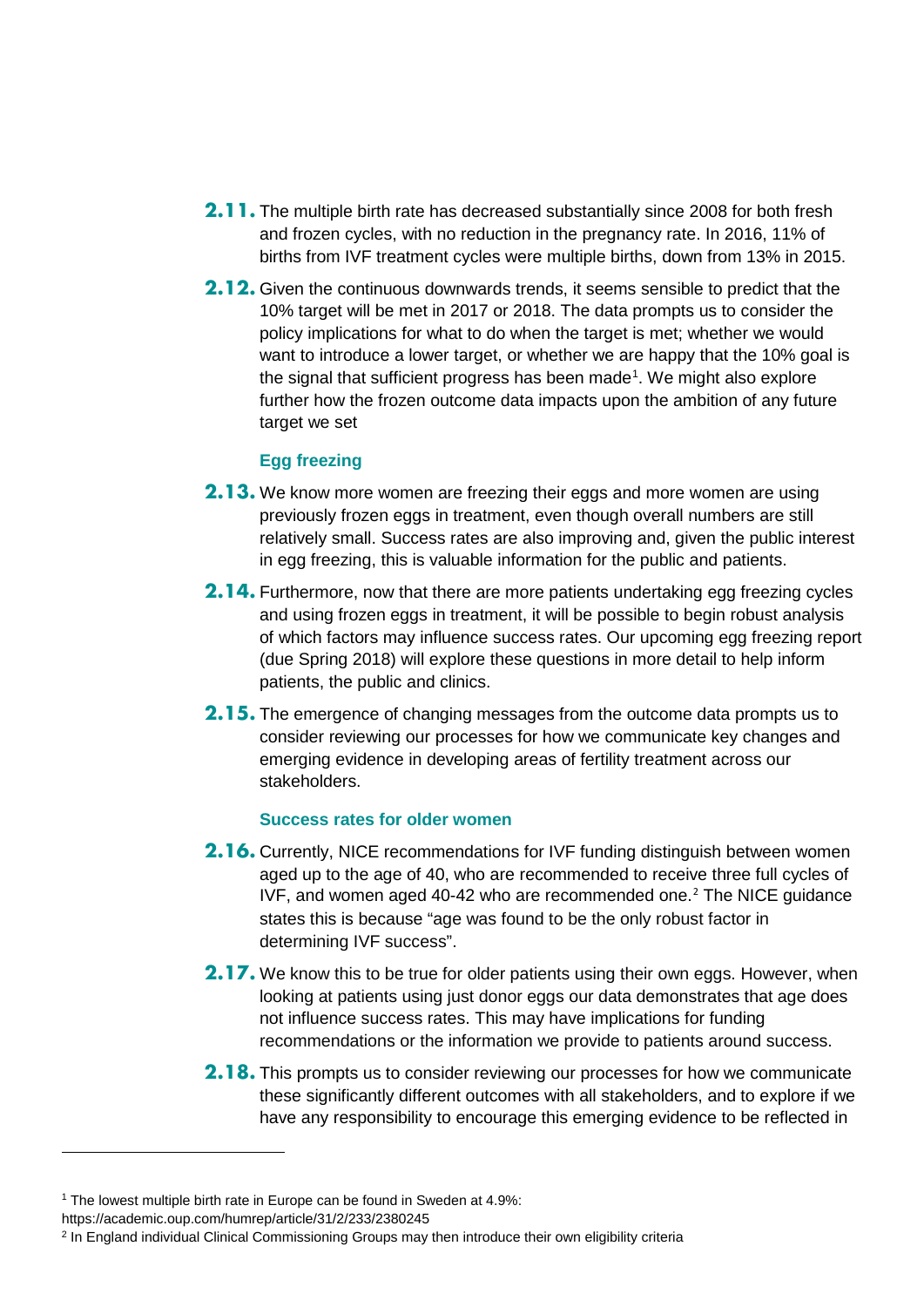**2.11.** The multiple birth rate has decreased substantially since 2008 for both fresh and frozen cycles, with no reduction in the pregnancy rate. In 2016, 11% of births from IVF treatment cycles were multiple births, down from 13% in 2015.

**2.12.** Given the continuous downwards trends, it seems sensible to predict that the 10% target will be met in 2017 or 2018. The data prompts us to consider the policy implications for what to do when the target is met; whether we would want to introduce a lower target, or whether we are happy that the 10% goal is the signal that sufficient progress has been made[1]. We might also explore further how the frozen outcome data impacts upon the ambition of any future target we set

### Egg freezing

**2.13.** We know more women are freezing their eggs and more women are using previously frozen eggs in treatment, even though overall numbers are still relatively small. Success rates are also improving and, given the public interest in egg freezing, this is valuable information for the public and patients.

**2.14.** Furthermore, now that there are more patients undertaking egg freezing cycles and using frozen eggs in treatment, it will be possible to begin robust analysis of which factors may influence success rates. Our upcoming egg freezing report (due Spring 2018) will explore these questions in more detail to help inform patients, the public and clinics.

**2.15.** The emergence of changing messages from the outcome data prompts us to consider reviewing our processes for how we communicate key changes and emerging evidence in developing areas of fertility treatment across our stakeholders.

### Success rates for older women

**2.16.** Currently, NICE recommendations for IVF funding distinguish between women aged up to the age of 40, who are recommended to receive three full cycles of IVF, and women aged 40-42 who are recommended one.[2] The NICE guidance states this is because "age was found to be the only robust factor in determining IVF success".

**2.17.** We know this to be true for older patients using their own eggs. However, when looking at patients using just donor eggs our data demonstrates that age does not influence success rates. This may have implications for funding recommendations or the information we provide to patients around success.

**2.18.** This prompts us to consider reviewing our processes for how we communicate these significantly different outcomes with all stakeholders, and to explore if we have any responsibility to encourage this emerging evidence to be reflected in

---

[1] The lowest multiple birth rate in Europe can be found in Sweden at 4.9%: https://academic.oup.com/humrep/article/31/2/233/2380245

[2] In England individual Clinical Commissioning Groups may then introduce their own eligibility criteria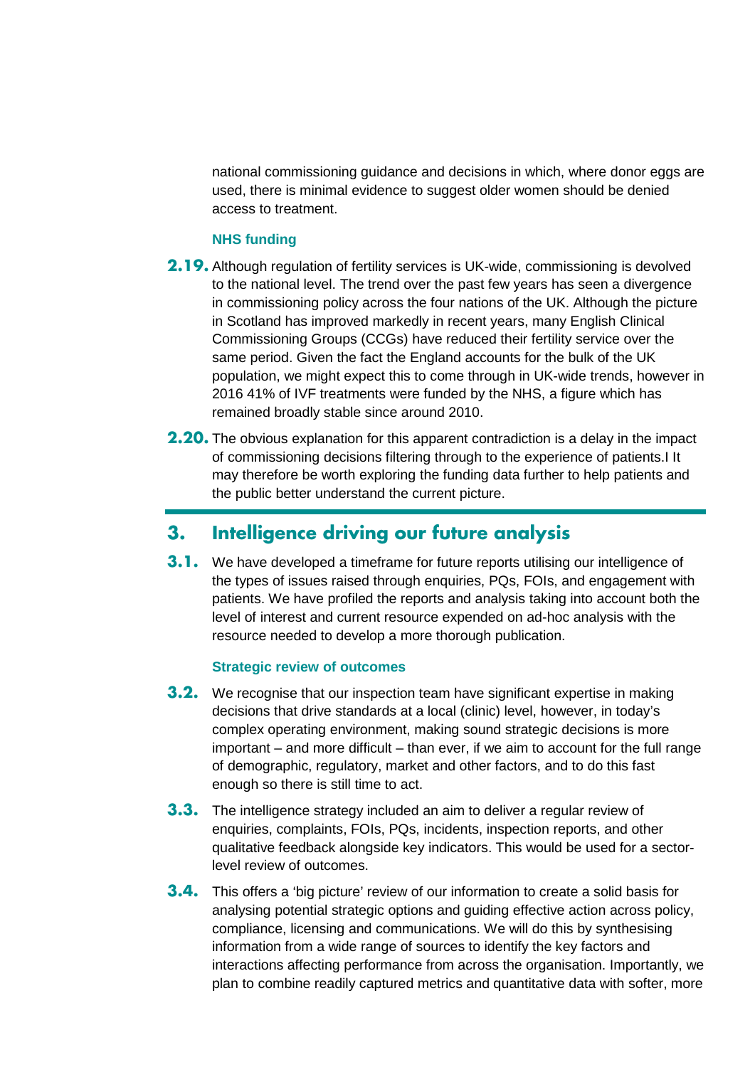national commissioning guidance and decisions in which, where donor eggs are used, there is minimal evidence to suggest older women should be denied access to treatment.

### NHS funding

**2.19.** Although regulation of fertility services is UK-wide, commissioning is devolved to the national level. The trend over the past few years has seen a divergence in commissioning policy across the four nations of the UK. Although the picture in Scotland has improved markedly in recent years, many English Clinical Commissioning Groups (CCGs) have reduced their fertility service over the same period. Given the fact the England accounts for the bulk of the UK population, we might expect this to come through in UK-wide trends, however in 2016 41% of IVF treatments were funded by the NHS, a figure which has remained broadly stable since around 2010.

**2.20.** The obvious explanation for this apparent contradiction is a delay in the impact of commissioning decisions filtering through to the experience of patients.I It may therefore be worth exploring the funding data further to help patients and the public better understand the current picture.

## 3. Intelligence driving our future analysis

**3.1.** We have developed a timeframe for future reports utilising our intelligence of the types of issues raised through enquiries, PQs, FOIs, and engagement with patients. We have profiled the reports and analysis taking into account both the level of interest and current resource expended on ad-hoc analysis with the resource needed to develop a more thorough publication.

### Strategic review of outcomes

**3.2.** We recognise that our inspection team have significant expertise in making decisions that drive standards at a local (clinic) level, however, in today's complex operating environment, making sound strategic decisions is more important – and more difficult – than ever, if we aim to account for the full range of demographic, regulatory, market and other factors, and to do this fast enough so there is still time to act.

**3.3.** The intelligence strategy included an aim to deliver a regular review of enquiries, complaints, FOIs, PQs, incidents, inspection reports, and other qualitative feedback alongside key indicators. This would be used for a sector-level review of outcomes.

**3.4.** This offers a 'big picture' review of our information to create a solid basis for analysing potential strategic options and guiding effective action across policy, compliance, licensing and communications. We will do this by synthesising information from a wide range of sources to identify the key factors and interactions affecting performance from across the organisation. Importantly, we plan to combine readily captured metrics and quantitative data with softer, more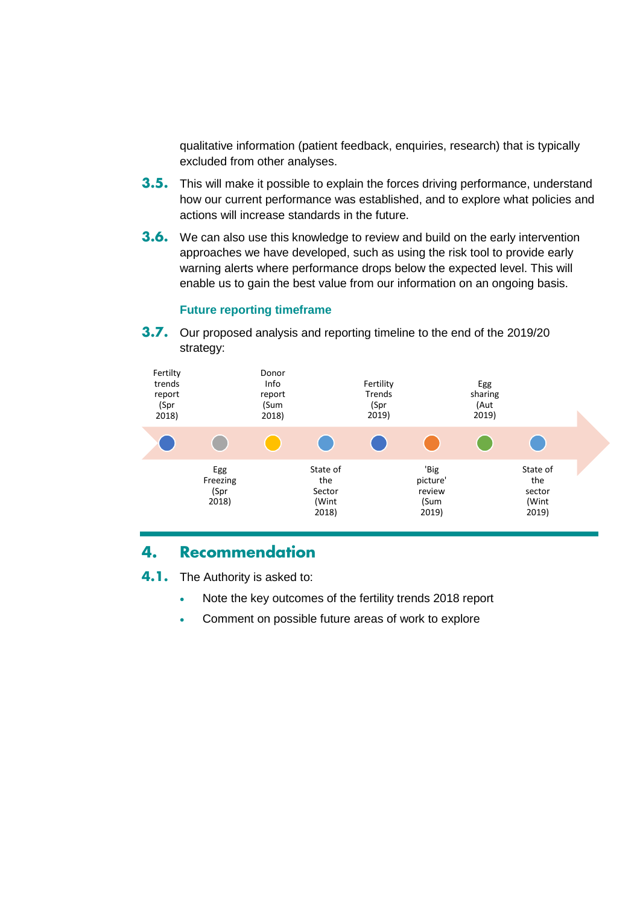qualitative information (patient feedback, enquiries, research) that is typically excluded from other analyses.

**3.5.** This will make it possible to explain the forces driving performance, understand how our current performance was established, and to explore what policies and actions will increase standards in the future.

**3.6.** We can also use this knowledge to review and build on the early intervention approaches we have developed, such as using the risk tool to provide early warning alerts where performance drops below the expected level. This will enable us to gain the best value from our information on an ongoing basis.

### Future reporting timeframe

**3.7.** Our proposed analysis and reporting timeline to the end of the 2019/20 strategy:

Fertilty trends report (Spr 2018)

Egg Freezing (Spr 2018)

Donor Info report (Sum 2018)

State of the Sector (Wint 2018)

Fertility Trends (Spr 2019)

'Big picture' review (Sum 2019)

Egg sharing (Aut 2019)

State of the sector (Wint 2019)

## 4. Recommendation

**4.1.** The Authority is asked to:

- Note the key outcomes of the fertility trends 2018 report
- Comment on possible future areas of work to explore